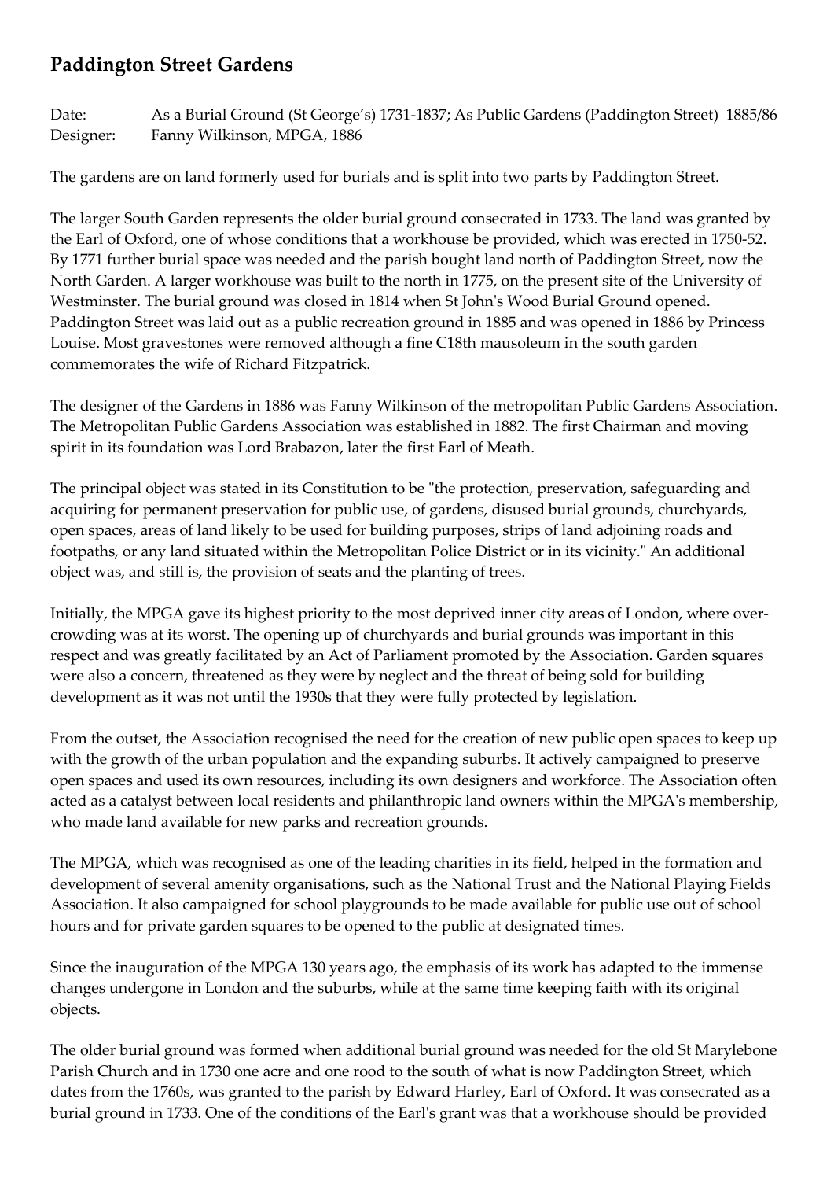# Paddington Street Gardens

Date: As a Burial Ground (St George's) 1731-1837; As Public Gardens (Paddington Street) 1885/86
Designer: Fanny Wilkinson, MPGA, 1886

The gardens are on land formerly used for burials and is split into two parts by Paddington Street.

The larger South Garden represents the older burial ground consecrated in 1733. The land was granted by the Earl of Oxford, one of whose conditions that a workhouse be provided, which was erected in 1750-52. By 1771 further burial space was needed and the parish bought land north of Paddington Street, now the North Garden. A larger workhouse was built to the north in 1775, on the present site of the University of Westminster. The burial ground was closed in 1814 when St John's Wood Burial Ground opened. Paddington Street was laid out as a public recreation ground in 1885 and was opened in 1886 by Princess Louise. Most gravestones were removed although a fine C18th mausoleum in the south garden commemorates the wife of Richard Fitzpatrick.

The designer of the Gardens in 1886 was Fanny Wilkinson of the metropolitan Public Gardens Association. The Metropolitan Public Gardens Association was established in 1882. The first Chairman and moving spirit in its foundation was Lord Brabazon, later the first Earl of Meath.

The principal object was stated in its Constitution to be "the protection, preservation, safeguarding and acquiring for permanent preservation for public use, of gardens, disused burial grounds, churchyards, open spaces, areas of land likely to be used for building purposes, strips of land adjoining roads and footpaths, or any land situated within the Metropolitan Police District or in its vicinity." An additional object was, and still is, the provision of seats and the planting of trees.

Initially, the MPGA gave its highest priority to the most deprived inner city areas of London, where over-crowding was at its worst. The opening up of churchyards and burial grounds was important in this respect and was greatly facilitated by an Act of Parliament promoted by the Association. Garden squares were also a concern, threatened as they were by neglect and the threat of being sold for building development as it was not until the 1930s that they were fully protected by legislation.

From the outset, the Association recognised the need for the creation of new public open spaces to keep up with the growth of the urban population and the expanding suburbs. It actively campaigned to preserve open spaces and used its own resources, including its own designers and workforce. The Association often acted as a catalyst between local residents and philanthropic land owners within the MPGA's membership, who made land available for new parks and recreation grounds.

The MPGA, which was recognised as one of the leading charities in its field, helped in the formation and development of several amenity organisations, such as the National Trust and the National Playing Fields Association. It also campaigned for school playgrounds to be made available for public use out of school hours and for private garden squares to be opened to the public at designated times.

Since the inauguration of the MPGA 130 years ago, the emphasis of its work has adapted to the immense changes undergone in London and the suburbs, while at the same time keeping faith with its original objects.

The older burial ground was formed when additional burial ground was needed for the old St Marylebone Parish Church and in 1730 one acre and one rood to the south of what is now Paddington Street, which dates from the 1760s, was granted to the parish by Edward Harley, Earl of Oxford. It was consecrated as a burial ground in 1733. One of the conditions of the Earl's grant was that a workhouse should be provided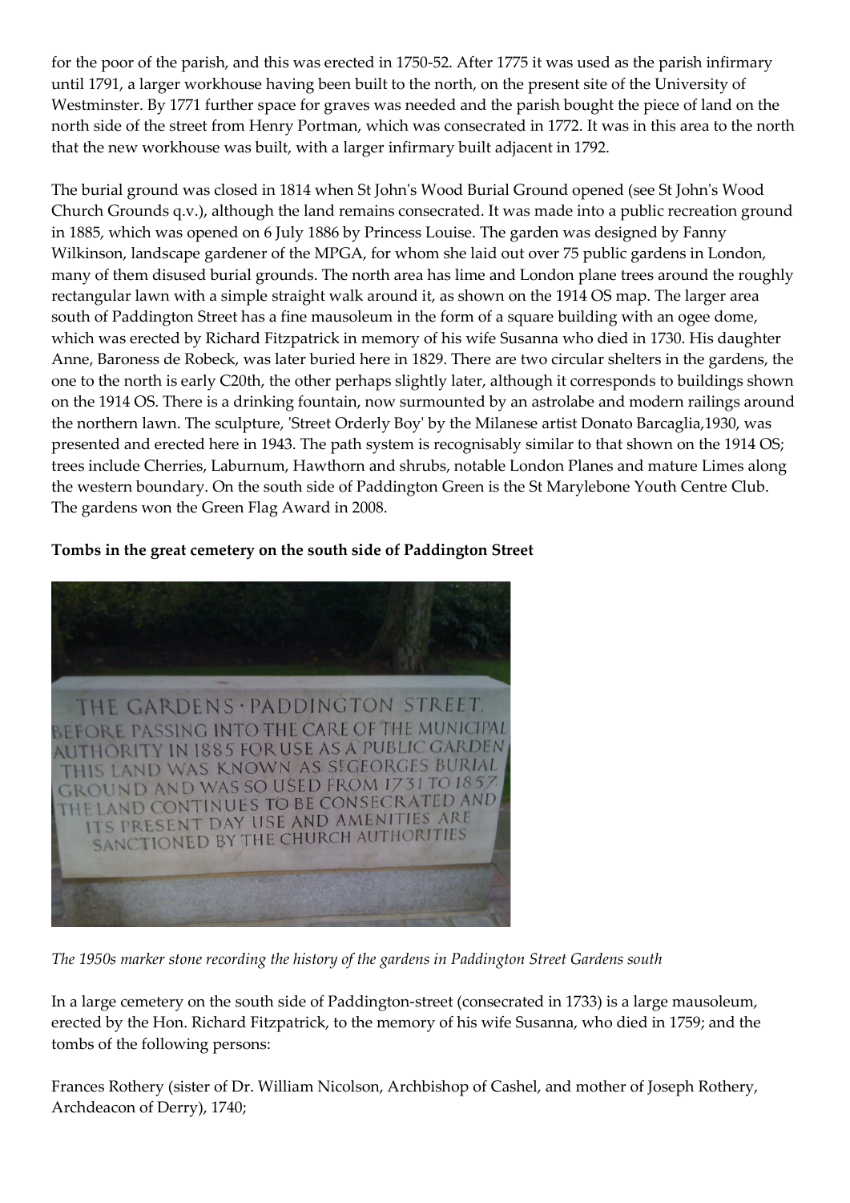for the poor of the parish, and this was erected in 1750-52. After 1775 it was used as the parish infirmary until 1791, a larger workhouse having been built to the north, on the present site of the University of Westminster. By 1771 further space for graves was needed and the parish bought the piece of land on the north side of the street from Henry Portman, which was consecrated in 1772. It was in this area to the north that the new workhouse was built, with a larger infirmary built adjacent in 1792.

The burial ground was closed in 1814 when St John's Wood Burial Ground opened (see St John's Wood Church Grounds q.v.), although the land remains consecrated. It was made into a public recreation ground in 1885, which was opened on 6 July 1886 by Princess Louise. The garden was designed by Fanny Wilkinson, landscape gardener of the MPGA, for whom she laid out over 75 public gardens in London, many of them disused burial grounds. The north area has lime and London plane trees around the roughly rectangular lawn with a simple straight walk around it, as shown on the 1914 OS map. The larger area south of Paddington Street has a fine mausoleum in the form of a square building with an ogee dome, which was erected by Richard Fitzpatrick in memory of his wife Susanna who died in 1730. His daughter Anne, Baroness de Robeck, was later buried here in 1829. There are two circular shelters in the gardens, the one to the north is early C20th, the other perhaps slightly later, although it corresponds to buildings shown on the 1914 OS. There is a drinking fountain, now surmounted by an astrolabe and modern railings around the northern lawn. The sculpture, 'Street Orderly Boy' by the Milanese artist Donato Barcaglia,1930, was presented and erected here in 1943. The path system is recognisably similar to that shown on the 1914 OS; trees include Cherries, Laburnum, Hawthorn and shrubs, notable London Planes and mature Limes along the western boundary. On the south side of Paddington Green is the St Marylebone Youth Centre Club. The gardens won the Green Flag Award in 2008.

**Tombs in the great cemetery on the south side of Paddington Street**

*The 1950s marker stone recording the history of the gardens in Paddington Street Gardens south*

In a large cemetery on the south side of Paddington-street (consecrated in 1733) is a large mausoleum, erected by the Hon. Richard Fitzpatrick, to the memory of his wife Susanna, who died in 1759; and the tombs of the following persons:

Frances Rothery (sister of Dr. William Nicolson, Archbishop of Cashel, and mother of Joseph Rothery, Archdeacon of Derry), 1740;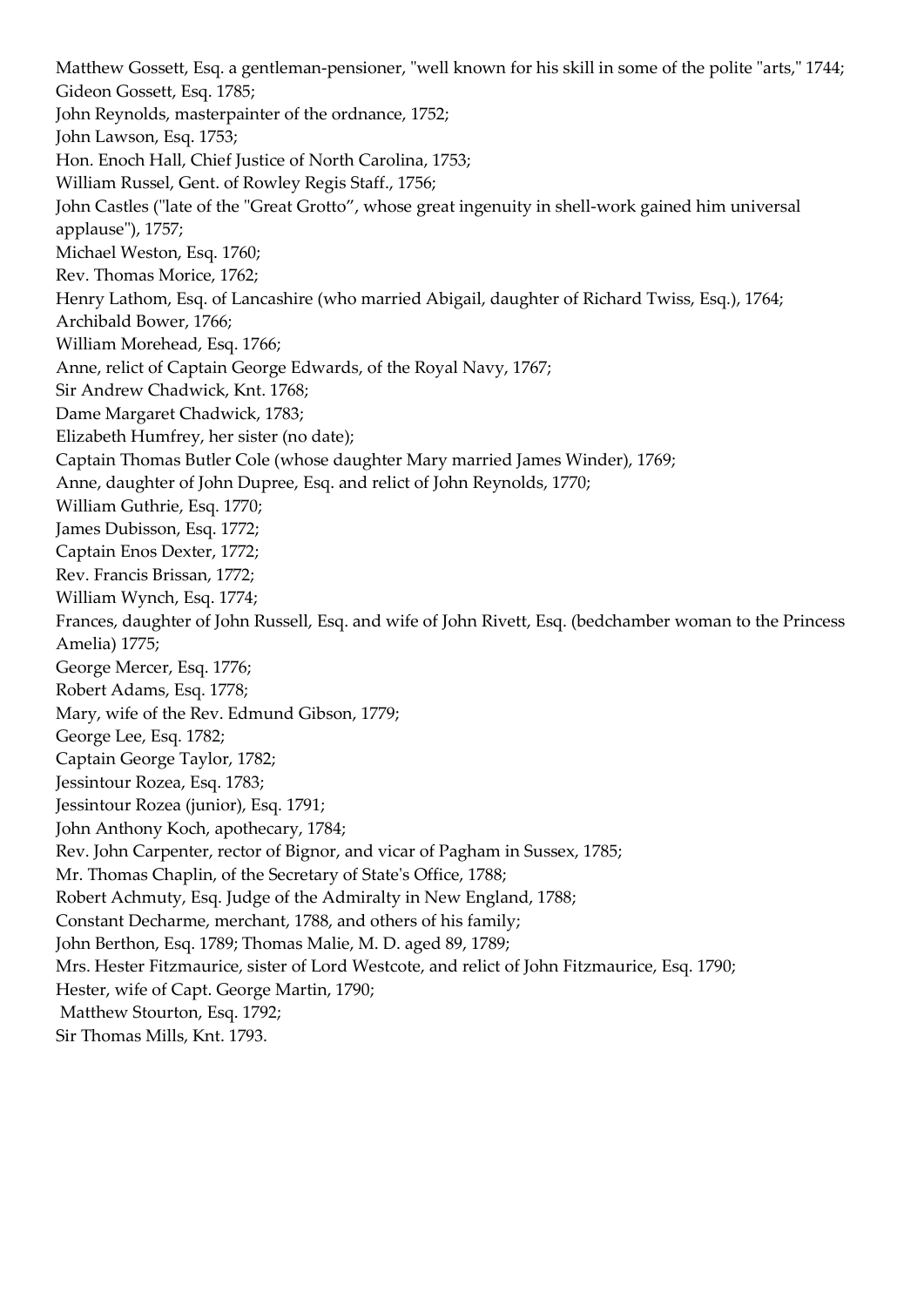Matthew Gossett, Esq. a gentleman-pensioner, "well known for his skill in some of the polite "arts," 1744;
Gideon Gossett, Esq. 1785;
John Reynolds, masterpainter of the ordnance, 1752;
John Lawson, Esq. 1753;
Hon. Enoch Hall, Chief Justice of North Carolina, 1753;
William Russel, Gent. of Rowley Regis Staff., 1756;
John Castles ("late of the "Great Grotto", whose great ingenuity in shell-work gained him universal applause"), 1757;
Michael Weston, Esq. 1760;
Rev. Thomas Morice, 1762;
Henry Lathom, Esq. of Lancashire (who married Abigail, daughter of Richard Twiss, Esq.), 1764;
Archibald Bower, 1766;
William Morehead, Esq. 1766;
Anne, relict of Captain George Edwards, of the Royal Navy, 1767;
Sir Andrew Chadwick, Knt. 1768;
Dame Margaret Chadwick, 1783;
Elizabeth Humfrey, her sister (no date);
Captain Thomas Butler Cole (whose daughter Mary married James Winder), 1769;
Anne, daughter of John Dupree, Esq. and relict of John Reynolds, 1770;
William Guthrie, Esq. 1770;
James Dubisson, Esq. 1772;
Captain Enos Dexter, 1772;
Rev. Francis Brissan, 1772;
William Wynch, Esq. 1774;
Frances, daughter of John Russell, Esq. and wife of John Rivett, Esq. (bedchamber woman to the Princess Amelia) 1775;
George Mercer, Esq. 1776;
Robert Adams, Esq. 1778;
Mary, wife of the Rev. Edmund Gibson, 1779;
George Lee, Esq. 1782;
Captain George Taylor, 1782;
Jessintour Rozea, Esq. 1783;
Jessintour Rozea (junior), Esq. 1791;
John Anthony Koch, apothecary, 1784;
Rev. John Carpenter, rector of Bignor, and vicar of Pagham in Sussex, 1785;
Mr. Thomas Chaplin, of the Secretary of State's Office, 1788;
Robert Achmuty, Esq. Judge of the Admiralty in New England, 1788;
Constant Decharme, merchant, 1788, and others of his family;
John Berthon, Esq. 1789; Thomas Malie, M. D. aged 89, 1789;
Mrs. Hester Fitzmaurice, sister of Lord Westcote, and relict of John Fitzmaurice, Esq. 1790;
Hester, wife of Capt. George Martin, 1790;
Matthew Stourton, Esq. 1792;
Sir Thomas Mills, Knt. 1793.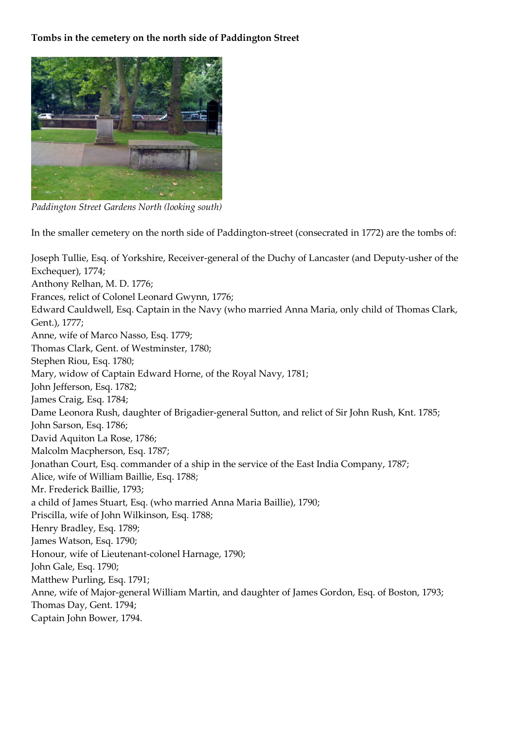**Tombs in the cemetery on the north side of Paddington Street**

*Paddington Street Gardens North (looking south)*

In the smaller cemetery on the north side of Paddington-street (consecrated in 1772) are the tombs of:

Joseph Tullie, Esq. of Yorkshire, Receiver-general of the Duchy of Lancaster (and Deputy-usher of the Exchequer), 1774;
Anthony Relhan, M. D. 1776;
Frances, relict of Colonel Leonard Gwynn, 1776;
Edward Cauldwell, Esq. Captain in the Navy (who married Anna Maria, only child of Thomas Clark, Gent.), 1777;
Anne, wife of Marco Nasso, Esq. 1779;
Thomas Clark, Gent. of Westminster, 1780;
Stephen Riou, Esq. 1780;
Mary, widow of Captain Edward Horne, of the Royal Navy, 1781;
John Jefferson, Esq. 1782;
James Craig, Esq. 1784;
Dame Leonora Rush, daughter of Brigadier-general Sutton, and relict of Sir John Rush, Knt. 1785;
John Sarson, Esq. 1786;
David Aquiton La Rose, 1786;
Malcolm Macpherson, Esq. 1787;
Jonathan Court, Esq. commander of a ship in the service of the East India Company, 1787;
Alice, wife of William Baillie, Esq. 1788;
Mr. Frederick Baillie, 1793;
a child of James Stuart, Esq. (who married Anna Maria Baillie), 1790;
Priscilla, wife of John Wilkinson, Esq. 1788;
Henry Bradley, Esq. 1789;
James Watson, Esq. 1790;
Honour, wife of Lieutenant-colonel Harnage, 1790;
John Gale, Esq. 1790;
Matthew Purling, Esq. 1791;
Anne, wife of Major-general William Martin, and daughter of James Gordon, Esq. of Boston, 1793;
Thomas Day, Gent. 1794;
Captain John Bower, 1794.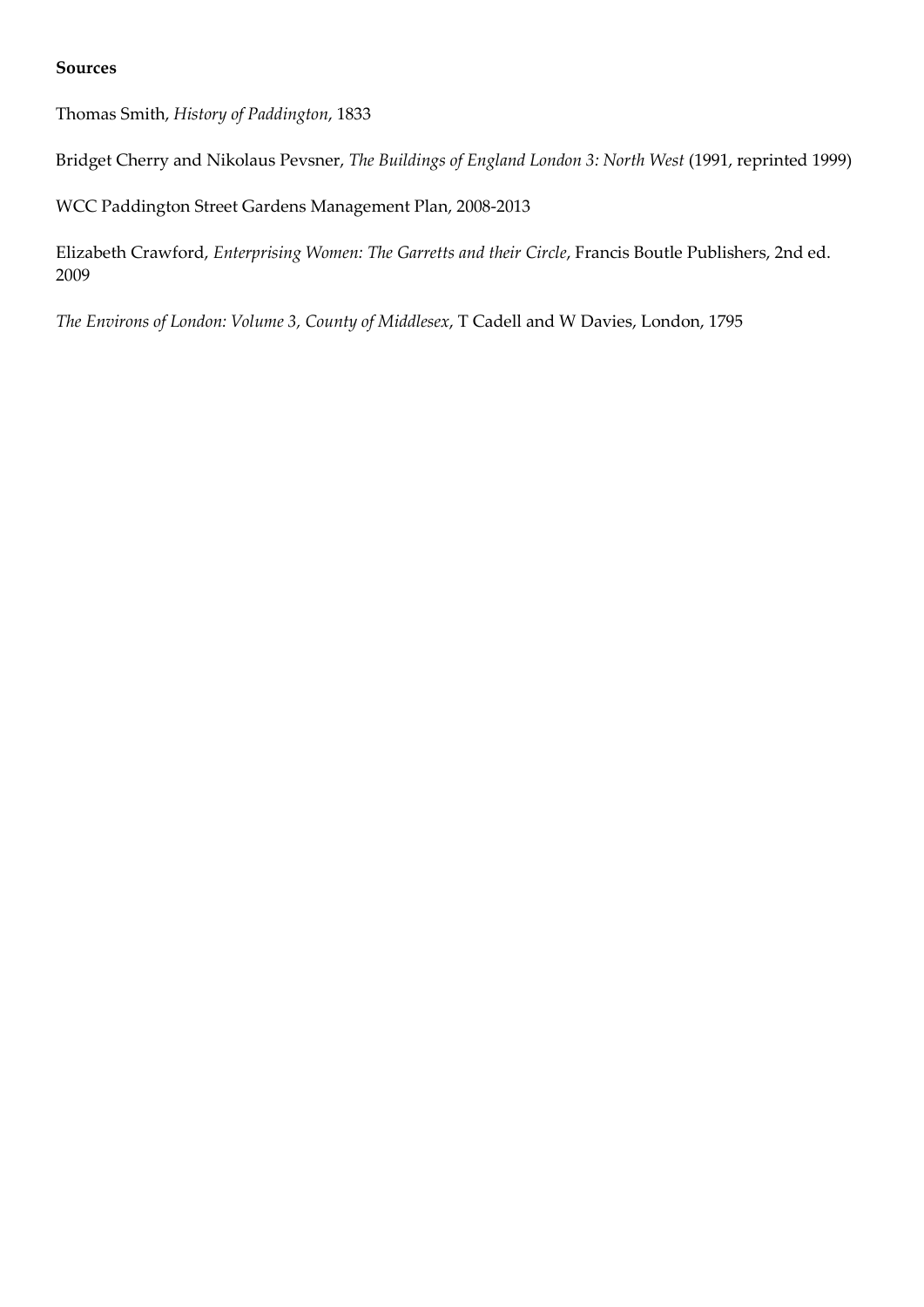**Sources**

Thomas Smith, *History of Paddington*, 1833

Bridget Cherry and Nikolaus Pevsner, *The Buildings of England London 3: North West* (1991, reprinted 1999)

WCC Paddington Street Gardens Management Plan, 2008-2013

Elizabeth Crawford, *Enterprising Women: The Garretts and their Circle*, Francis Boutle Publishers, 2nd ed. 2009

*The Environs of London: Volume 3, County of Middlesex*, T Cadell and W Davies, London, 1795